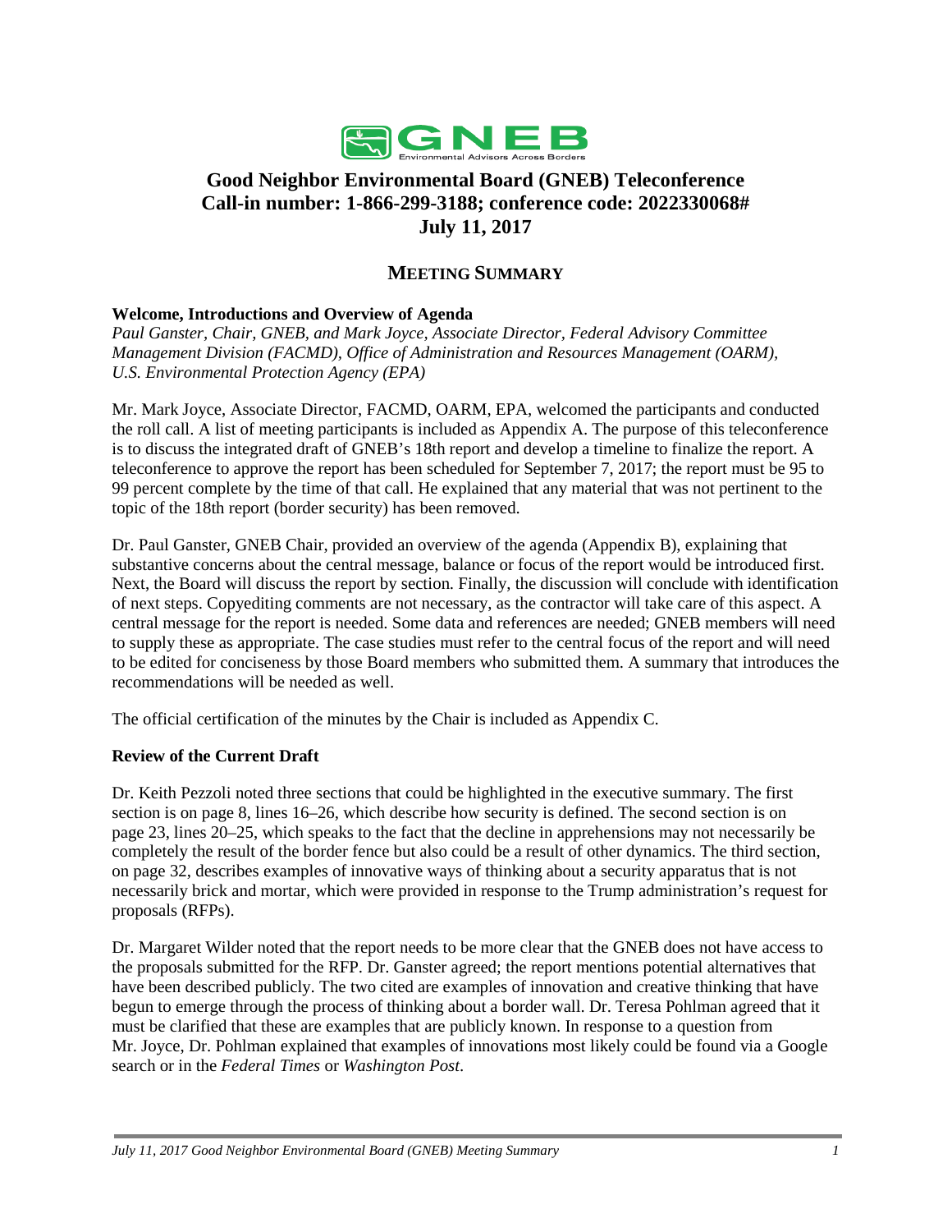# Good Neighbor Environmental Board (GNEB) Teleconference
# Call-in number: 1-866-299-3188; conference code: 2022330068#
# July 11, 2017

## MEETING SUMMARY

### Welcome, Introductions and Overview of Agenda

*Paul Ganster, Chair, GNEB, and Mark Joyce, Associate Director, Federal Advisory Committee Management Division (FACMD), Office of Administration and Resources Management (OARM), U.S. Environmental Protection Agency (EPA)*

Mr. Mark Joyce, Associate Director, FACMD, OARM, EPA, welcomed the participants and conducted the roll call. A list of meeting participants is included as Appendix A. The purpose of this teleconference is to discuss the integrated draft of GNEB's 18th report and develop a timeline to finalize the report. A teleconference to approve the report has been scheduled for September 7, 2017; the report must be 95 to 99 percent complete by the time of that call. He explained that any material that was not pertinent to the topic of the 18th report (border security) has been removed.

Dr. Paul Ganster, GNEB Chair, provided an overview of the agenda (Appendix B), explaining that substantive concerns about the central message, balance or focus of the report would be introduced first. Next, the Board will discuss the report by section. Finally, the discussion will conclude with identification of next steps. Copyediting comments are not necessary, as the contractor will take care of this aspect. A central message for the report is needed. Some data and references are needed; GNEB members will need to supply these as appropriate. The case studies must refer to the central focus of the report and will need to be edited for conciseness by those Board members who submitted them. A summary that introduces the recommendations will be needed as well.

The official certification of the minutes by the Chair is included as Appendix C.

### Review of the Current Draft

Dr. Keith Pezzoli noted three sections that could be highlighted in the executive summary. The first section is on page 8, lines 16–26, which describe how security is defined. The second section is on page 23, lines 20–25, which speaks to the fact that the decline in apprehensions may not necessarily be completely the result of the border fence but also could be a result of other dynamics. The third section, on page 32, describes examples of innovative ways of thinking about a security apparatus that is not necessarily brick and mortar, which were provided in response to the Trump administration's request for proposals (RFPs).

Dr. Margaret Wilder noted that the report needs to be more clear that the GNEB does not have access to the proposals submitted for the RFP. Dr. Ganster agreed; the report mentions potential alternatives that have been described publicly. The two cited are examples of innovation and creative thinking that have begun to emerge through the process of thinking about a border wall. Dr. Teresa Pohlman agreed that it must be clarified that these are examples that are publicly known. In response to a question from Mr. Joyce, Dr. Pohlman explained that examples of innovations most likely could be found via a Google search or in the *Federal Times* or *Washington Post*.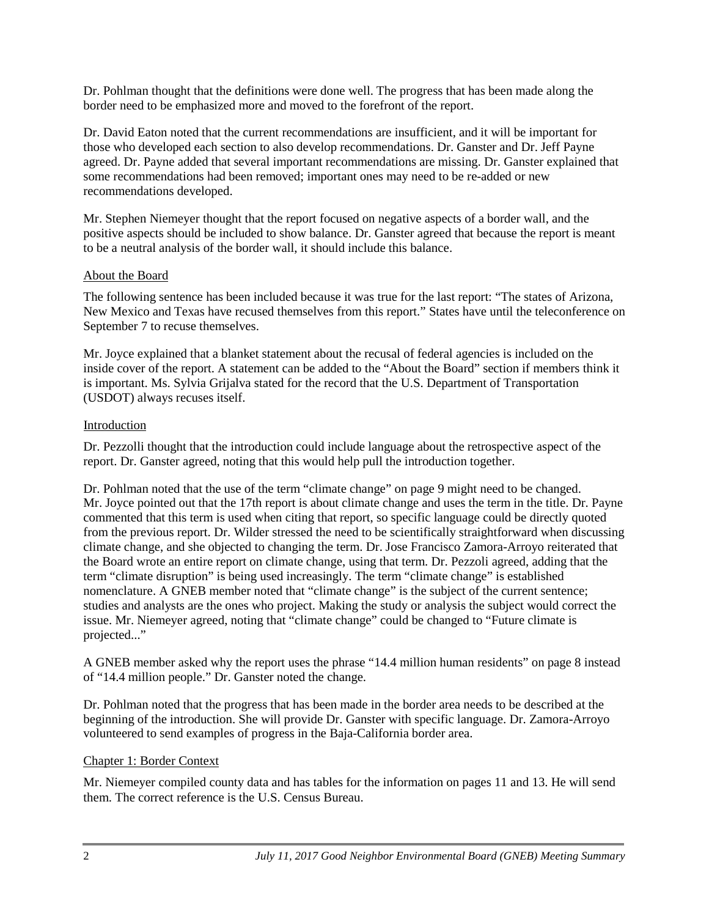Dr. Pohlman thought that the definitions were done well. The progress that has been made along the border need to be emphasized more and moved to the forefront of the report.

Dr. David Eaton noted that the current recommendations are insufficient, and it will be important for those who developed each section to also develop recommendations. Dr. Ganster and Dr. Jeff Payne agreed. Dr. Payne added that several important recommendations are missing. Dr. Ganster explained that some recommendations had been removed; important ones may need to be re-added or new recommendations developed.

Mr. Stephen Niemeyer thought that the report focused on negative aspects of a border wall, and the positive aspects should be included to show balance. Dr. Ganster agreed that because the report is meant to be a neutral analysis of the border wall, it should include this balance.

## About the Board

The following sentence has been included because it was true for the last report: "The states of Arizona, New Mexico and Texas have recused themselves from this report." States have until the teleconference on September 7 to recuse themselves.

Mr. Joyce explained that a blanket statement about the recusal of federal agencies is included on the inside cover of the report. A statement can be added to the "About the Board" section if members think it is important. Ms. Sylvia Grijalva stated for the record that the U.S. Department of Transportation (USDOT) always recuses itself.

## Introduction

Dr. Pezzolli thought that the introduction could include language about the retrospective aspect of the report. Dr. Ganster agreed, noting that this would help pull the introduction together.

Dr. Pohlman noted that the use of the term "climate change" on page 9 might need to be changed. Mr. Joyce pointed out that the 17th report is about climate change and uses the term in the title. Dr. Payne commented that this term is used when citing that report, so specific language could be directly quoted from the previous report. Dr. Wilder stressed the need to be scientifically straightforward when discussing climate change, and she objected to changing the term. Dr. Jose Francisco Zamora-Arroyo reiterated that the Board wrote an entire report on climate change, using that term. Dr. Pezzoli agreed, adding that the term "climate disruption" is being used increasingly. The term "climate change" is established nomenclature. A GNEB member noted that "climate change" is the subject of the current sentence; studies and analysts are the ones who project. Making the study or analysis the subject would correct the issue. Mr. Niemeyer agreed, noting that "climate change" could be changed to "Future climate is projected..."

A GNEB member asked why the report uses the phrase "14.4 million human residents" on page 8 instead of "14.4 million people." Dr. Ganster noted the change.

Dr. Pohlman noted that the progress that has been made in the border area needs to be described at the beginning of the introduction. She will provide Dr. Ganster with specific language. Dr. Zamora-Arroyo volunteered to send examples of progress in the Baja-California border area.

## Chapter 1: Border Context

Mr. Niemeyer compiled county data and has tables for the information on pages 11 and 13. He will send them. The correct reference is the U.S. Census Bureau.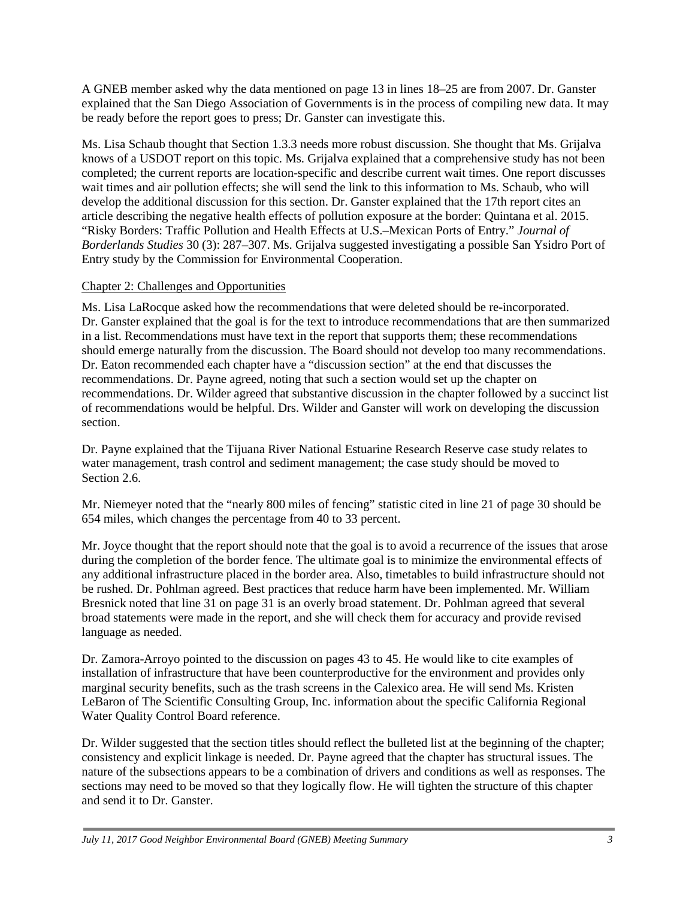A GNEB member asked why the data mentioned on page 13 in lines 18–25 are from 2007. Dr. Ganster explained that the San Diego Association of Governments is in the process of compiling new data. It may be ready before the report goes to press; Dr. Ganster can investigate this.

Ms. Lisa Schaub thought that Section 1.3.3 needs more robust discussion. She thought that Ms. Grijalva knows of a USDOT report on this topic. Ms. Grijalva explained that a comprehensive study has not been completed; the current reports are location-specific and describe current wait times. One report discusses wait times and air pollution effects; she will send the link to this information to Ms. Schaub, who will develop the additional discussion for this section. Dr. Ganster explained that the 17th report cites an article describing the negative health effects of pollution exposure at the border: Quintana et al. 2015. "Risky Borders: Traffic Pollution and Health Effects at U.S.–Mexican Ports of Entry." *Journal of Borderlands Studies* 30 (3): 287–307. Ms. Grijalva suggested investigating a possible San Ysidro Port of Entry study by the Commission for Environmental Cooperation.

<u>Chapter 2: Challenges and Opportunities</u>

Ms. Lisa LaRocque asked how the recommendations that were deleted should be re-incorporated. Dr. Ganster explained that the goal is for the text to introduce recommendations that are then summarized in a list. Recommendations must have text in the report that supports them; these recommendations should emerge naturally from the discussion. The Board should not develop too many recommendations. Dr. Eaton recommended each chapter have a "discussion section" at the end that discusses the recommendations. Dr. Payne agreed, noting that such a section would set up the chapter on recommendations. Dr. Wilder agreed that substantive discussion in the chapter followed by a succinct list of recommendations would be helpful. Drs. Wilder and Ganster will work on developing the discussion section.

Dr. Payne explained that the Tijuana River National Estuarine Research Reserve case study relates to water management, trash control and sediment management; the case study should be moved to Section 2.6.

Mr. Niemeyer noted that the "nearly 800 miles of fencing" statistic cited in line 21 of page 30 should be 654 miles, which changes the percentage from 40 to 33 percent.

Mr. Joyce thought that the report should note that the goal is to avoid a recurrence of the issues that arose during the completion of the border fence. The ultimate goal is to minimize the environmental effects of any additional infrastructure placed in the border area. Also, timetables to build infrastructure should not be rushed. Dr. Pohlman agreed. Best practices that reduce harm have been implemented. Mr. William Bresnick noted that line 31 on page 31 is an overly broad statement. Dr. Pohlman agreed that several broad statements were made in the report, and she will check them for accuracy and provide revised language as needed.

Dr. Zamora-Arroyo pointed to the discussion on pages 43 to 45. He would like to cite examples of installation of infrastructure that have been counterproductive for the environment and provides only marginal security benefits, such as the trash screens in the Calexico area. He will send Ms. Kristen LeBaron of The Scientific Consulting Group, Inc. information about the specific California Regional Water Quality Control Board reference.

Dr. Wilder suggested that the section titles should reflect the bulleted list at the beginning of the chapter; consistency and explicit linkage is needed. Dr. Payne agreed that the chapter has structural issues. The nature of the subsections appears to be a combination of drivers and conditions as well as responses. The sections may need to be moved so that they logically flow. He will tighten the structure of this chapter and send it to Dr. Ganster.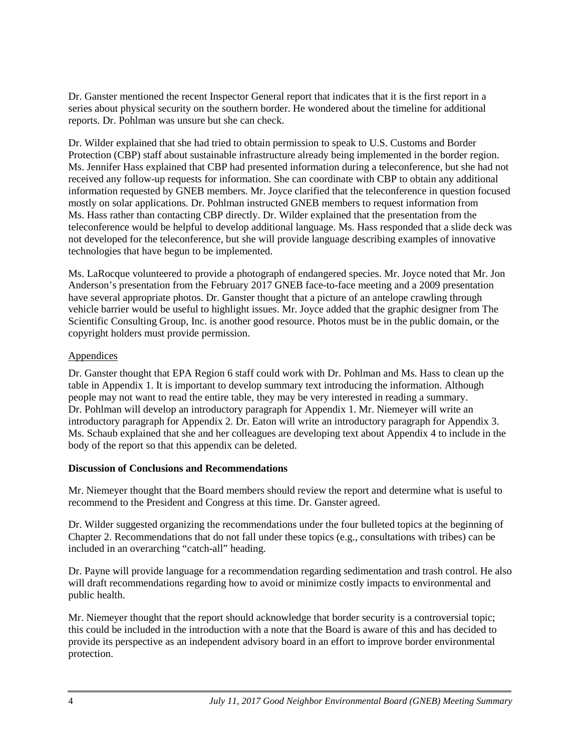Dr. Ganster mentioned the recent Inspector General report that indicates that it is the first report in a series about physical security on the southern border. He wondered about the timeline for additional reports. Dr. Pohlman was unsure but she can check.

Dr. Wilder explained that she had tried to obtain permission to speak to U.S. Customs and Border Protection (CBP) staff about sustainable infrastructure already being implemented in the border region. Ms. Jennifer Hass explained that CBP had presented information during a teleconference, but she had not received any follow-up requests for information. She can coordinate with CBP to obtain any additional information requested by GNEB members. Mr. Joyce clarified that the teleconference in question focused mostly on solar applications. Dr. Pohlman instructed GNEB members to request information from Ms. Hass rather than contacting CBP directly. Dr. Wilder explained that the presentation from the teleconference would be helpful to develop additional language. Ms. Hass responded that a slide deck was not developed for the teleconference, but she will provide language describing examples of innovative technologies that have begun to be implemented.

Ms. LaRocque volunteered to provide a photograph of endangered species. Mr. Joyce noted that Mr. Jon Anderson's presentation from the February 2017 GNEB face-to-face meeting and a 2009 presentation have several appropriate photos. Dr. Ganster thought that a picture of an antelope crawling through vehicle barrier would be useful to highlight issues. Mr. Joyce added that the graphic designer from The Scientific Consulting Group, Inc. is another good resource. Photos must be in the public domain, or the copyright holders must provide permission.

Appendices

Dr. Ganster thought that EPA Region 6 staff could work with Dr. Pohlman and Ms. Hass to clean up the table in Appendix 1. It is important to develop summary text introducing the information. Although people may not want to read the entire table, they may be very interested in reading a summary. Dr. Pohlman will develop an introductory paragraph for Appendix 1. Mr. Niemeyer will write an introductory paragraph for Appendix 2. Dr. Eaton will write an introductory paragraph for Appendix 3. Ms. Schaub explained that she and her colleagues are developing text about Appendix 4 to include in the body of the report so that this appendix can be deleted.

**Discussion of Conclusions and Recommendations**

Mr. Niemeyer thought that the Board members should review the report and determine what is useful to recommend to the President and Congress at this time. Dr. Ganster agreed.

Dr. Wilder suggested organizing the recommendations under the four bulleted topics at the beginning of Chapter 2. Recommendations that do not fall under these topics (e.g., consultations with tribes) can be included in an overarching "catch-all" heading.

Dr. Payne will provide language for a recommendation regarding sedimentation and trash control. He also will draft recommendations regarding how to avoid or minimize costly impacts to environmental and public health.

Mr. Niemeyer thought that the report should acknowledge that border security is a controversial topic; this could be included in the introduction with a note that the Board is aware of this and has decided to provide its perspective as an independent advisory board in an effort to improve border environmental protection.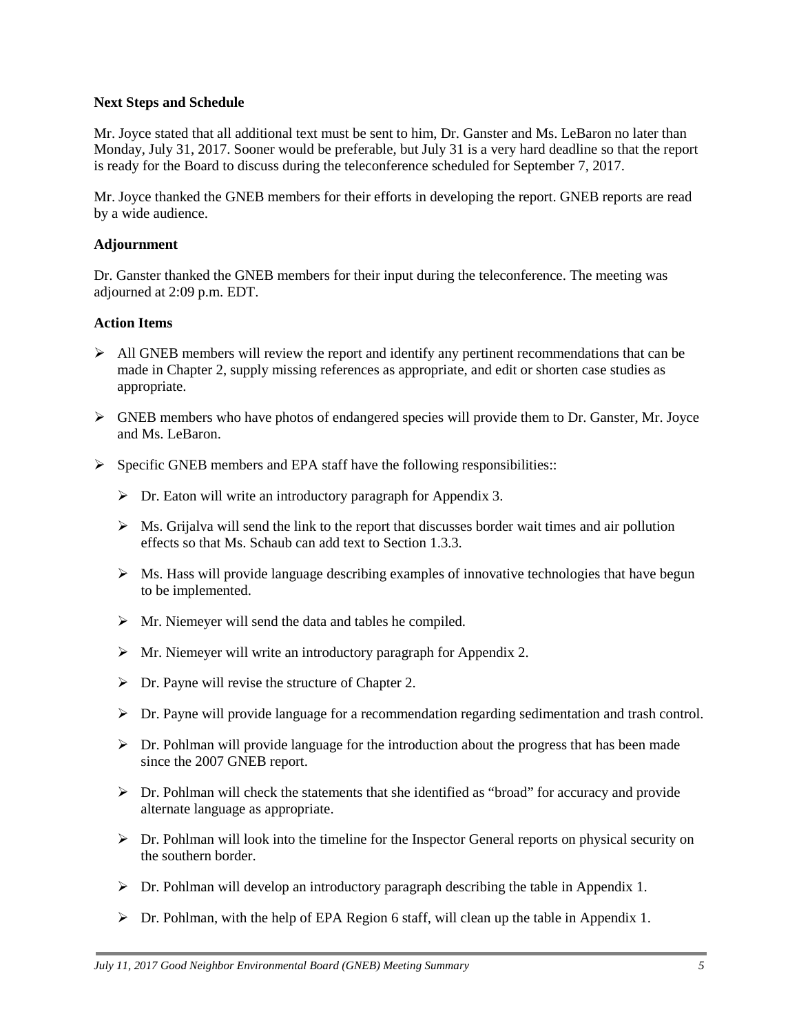### Next Steps and Schedule

Mr. Joyce stated that all additional text must be sent to him, Dr. Ganster and Ms. LeBaron no later than Monday, July 31, 2017. Sooner would be preferable, but July 31 is a very hard deadline so that the report is ready for the Board to discuss during the teleconference scheduled for September 7, 2017.

Mr. Joyce thanked the GNEB members for their efforts in developing the report. GNEB reports are read by a wide audience.

### Adjournment

Dr. Ganster thanked the GNEB members for their input during the teleconference. The meeting was adjourned at 2:09 p.m. EDT.

### Action Items

- All GNEB members will review the report and identify any pertinent recommendations that can be made in Chapter 2, supply missing references as appropriate, and edit or shorten case studies as appropriate.
- GNEB members who have photos of endangered species will provide them to Dr. Ganster, Mr. Joyce and Ms. LeBaron.
- Specific GNEB members and EPA staff have the following responsibilities::
  - Dr. Eaton will write an introductory paragraph for Appendix 3.
  - Ms. Grijalva will send the link to the report that discusses border wait times and air pollution effects so that Ms. Schaub can add text to Section 1.3.3.
  - Ms. Hass will provide language describing examples of innovative technologies that have begun to be implemented.
  - Mr. Niemeyer will send the data and tables he compiled.
  - Mr. Niemeyer will write an introductory paragraph for Appendix 2.
  - Dr. Payne will revise the structure of Chapter 2.
  - Dr. Payne will provide language for a recommendation regarding sedimentation and trash control.
  - Dr. Pohlman will provide language for the introduction about the progress that has been made since the 2007 GNEB report.
  - Dr. Pohlman will check the statements that she identified as "broad" for accuracy and provide alternate language as appropriate.
  - Dr. Pohlman will look into the timeline for the Inspector General reports on physical security on the southern border.
  - Dr. Pohlman will develop an introductory paragraph describing the table in Appendix 1.
  - Dr. Pohlman, with the help of EPA Region 6 staff, will clean up the table in Appendix 1.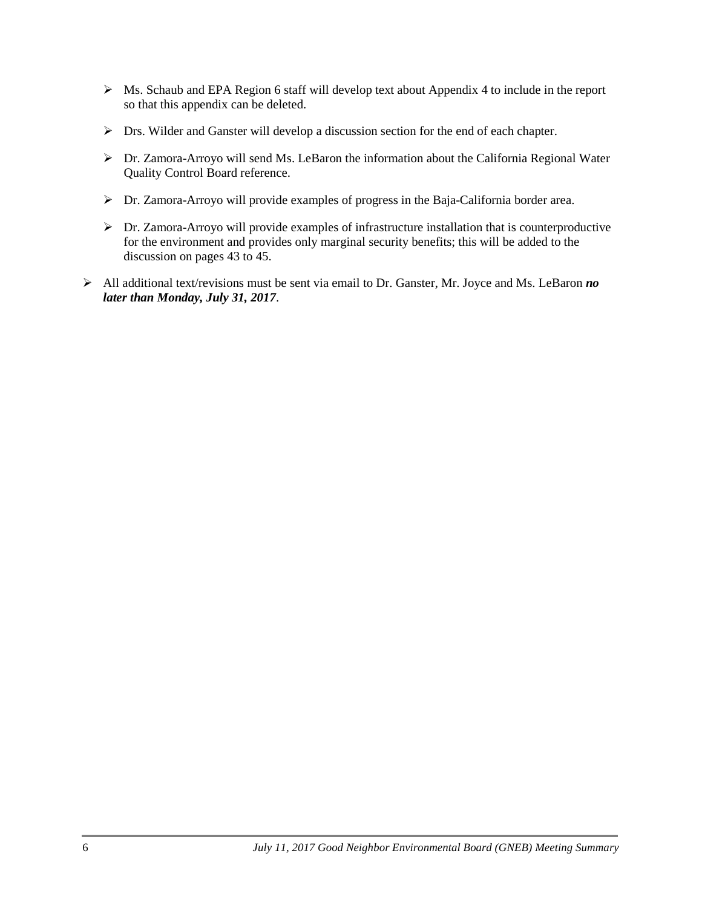- Ms. Schaub and EPA Region 6 staff will develop text about Appendix 4 to include in the report so that this appendix can be deleted.
- Drs. Wilder and Ganster will develop a discussion section for the end of each chapter.
- Dr. Zamora-Arroyo will send Ms. LeBaron the information about the California Regional Water Quality Control Board reference.
- Dr. Zamora-Arroyo will provide examples of progress in the Baja-California border area.
- Dr. Zamora-Arroyo will provide examples of infrastructure installation that is counterproductive for the environment and provides only marginal security benefits; this will be added to the discussion on pages 43 to 45.

- All additional text/revisions must be sent via email to Dr. Ganster, Mr. Joyce and Ms. LeBaron ***no later than Monday, July 31, 2017***.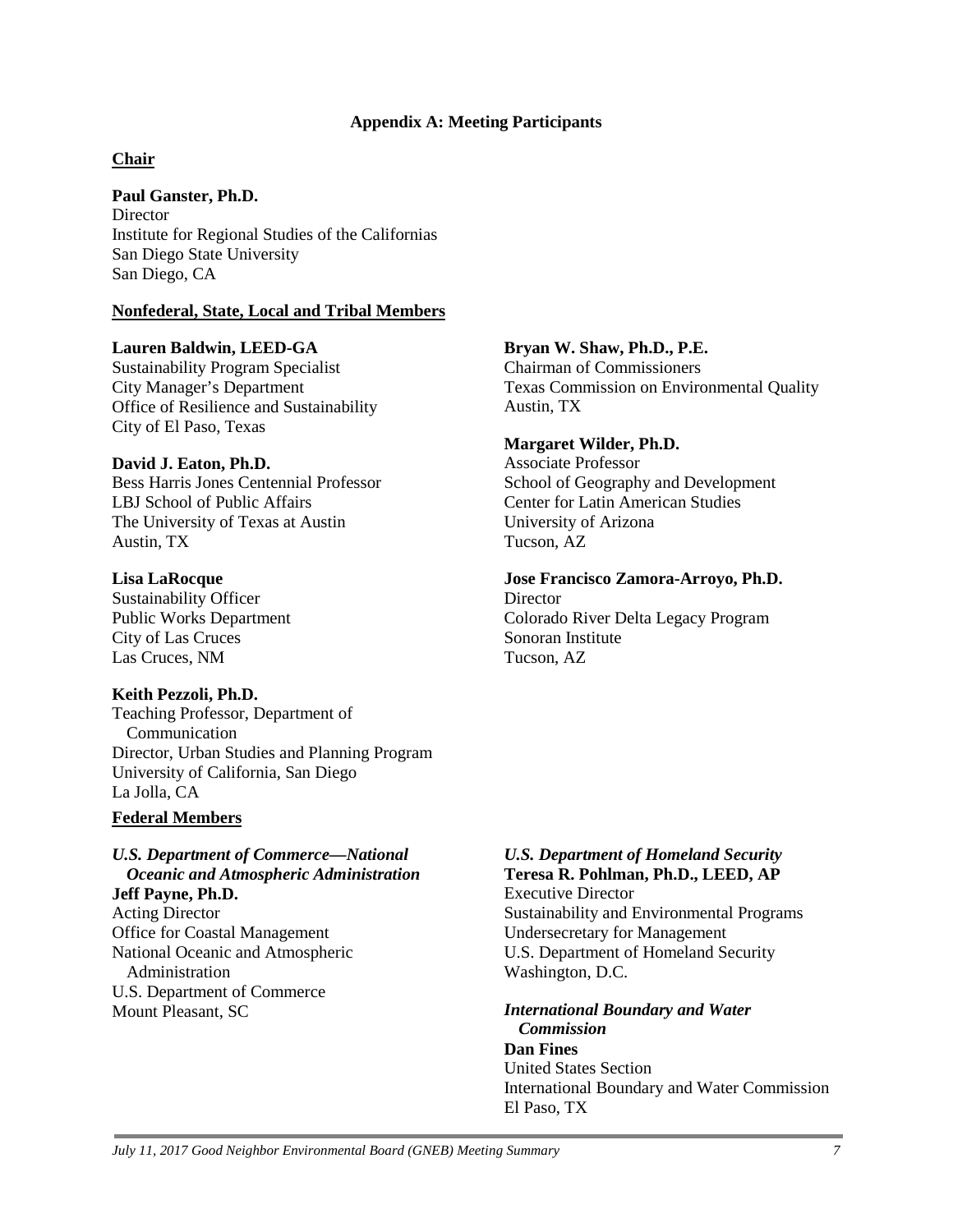## Appendix A: Meeting Participants

### Chair

**Paul Ganster, Ph.D.**
Director
Institute for Regional Studies of the Californias
San Diego State University
San Diego, CA

### Nonfederal, State, Local and Tribal Members

**Lauren Baldwin, LEED-GA**
Sustainability Program Specialist
City Manager's Department
Office of Resilience and Sustainability
City of El Paso, Texas

**David J. Eaton, Ph.D.**
Bess Harris Jones Centennial Professor
LBJ School of Public Affairs
The University of Texas at Austin
Austin, TX

**Lisa LaRocque**
Sustainability Officer
Public Works Department
City of Las Cruces
Las Cruces, NM

**Keith Pezzoli, Ph.D.**
Teaching Professor, Department of Communication
Director, Urban Studies and Planning Program
University of California, San Diego
La Jolla, CA

**Bryan W. Shaw, Ph.D., P.E.**
Chairman of Commissioners
Texas Commission on Environmental Quality
Austin, TX

**Margaret Wilder, Ph.D.**
Associate Professor
School of Geography and Development
Center for Latin American Studies
University of Arizona
Tucson, AZ

**Jose Francisco Zamora-Arroyo, Ph.D.**
Director
Colorado River Delta Legacy Program
Sonoran Institute
Tucson, AZ

### Federal Members

***U.S. Department of Commerce—National Oceanic and Atmospheric Administration***
**Jeff Payne, Ph.D.**
Acting Director
Office for Coastal Management
National Oceanic and Atmospheric Administration
U.S. Department of Commerce
Mount Pleasant, SC

***U.S. Department of Homeland Security***
**Teresa R. Pohlman, Ph.D., LEED, AP**
Executive Director
Sustainability and Environmental Programs
Undersecretary for Management
U.S. Department of Homeland Security
Washington, D.C.

***International Boundary and Water Commission***
**Dan Fines**
United States Section
International Boundary and Water Commission
El Paso, TX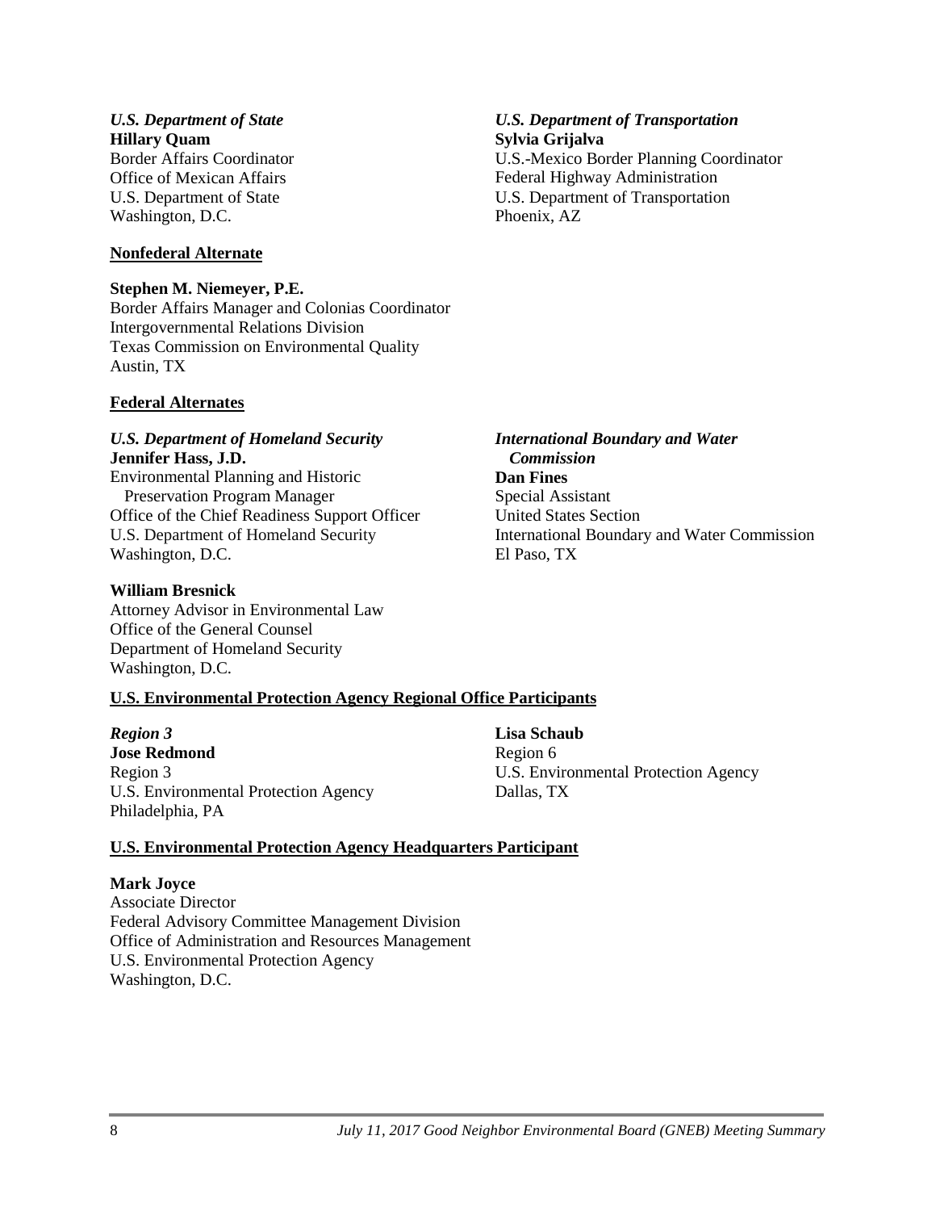*U.S. Department of State*
**Hillary Quam**
Border Affairs Coordinator
Office of Mexican Affairs
U.S. Department of State
Washington, D.C.

*U.S. Department of Transportation*
**Sylvia Grijalva**
U.S.-Mexico Border Planning Coordinator
Federal Highway Administration
U.S. Department of Transportation
Phoenix, AZ

**Nonfederal Alternate**

**Stephen M. Niemeyer, P.E.**
Border Affairs Manager and Colonias Coordinator
Intergovernmental Relations Division
Texas Commission on Environmental Quality
Austin, TX

**Federal Alternates**

*U.S. Department of Homeland Security*
**Jennifer Hass, J.D.**
Environmental Planning and Historic Preservation Program Manager
Office of the Chief Readiness Support Officer
U.S. Department of Homeland Security
Washington, D.C.

**William Bresnick**
Attorney Advisor in Environmental Law
Office of the General Counsel
Department of Homeland Security
Washington, D.C.

*International Boundary and Water Commission*
**Dan Fines**
Special Assistant
United States Section
International Boundary and Water Commission
El Paso, TX

**U.S. Environmental Protection Agency Regional Office Participants**

*Region 3*
**Jose Redmond**
Region 3
U.S. Environmental Protection Agency
Philadelphia, PA

**Lisa Schaub**
Region 6
U.S. Environmental Protection Agency
Dallas, TX

**U.S. Environmental Protection Agency Headquarters Participant**

**Mark Joyce**
Associate Director
Federal Advisory Committee Management Division
Office of Administration and Resources Management
U.S. Environmental Protection Agency
Washington, D.C.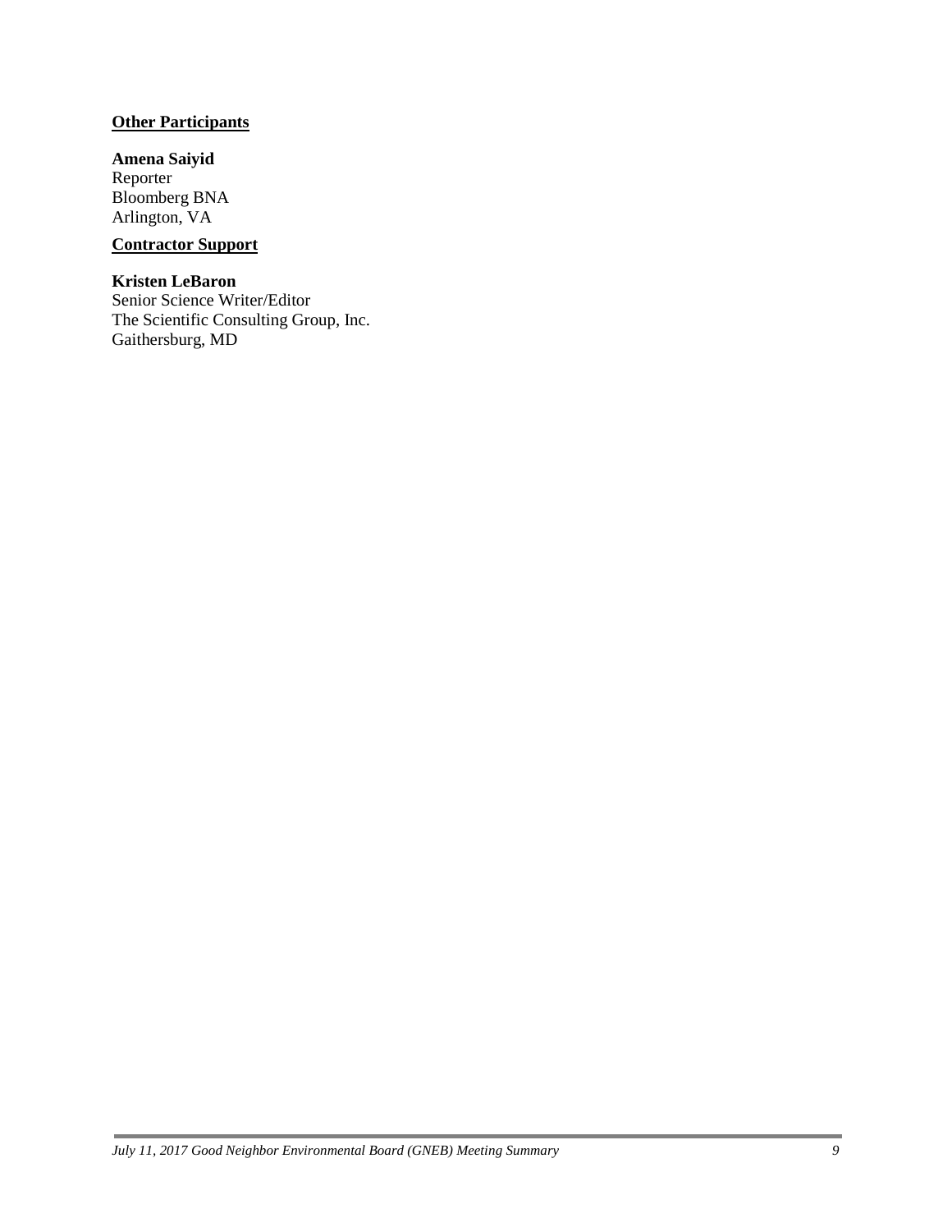**Other Participants**

**Amena Saiyid**
Reporter
Bloomberg BNA
Arlington, VA

**Contractor Support**

**Kristen LeBaron**
Senior Science Writer/Editor
The Scientific Consulting Group, Inc.
Gaithersburg, MD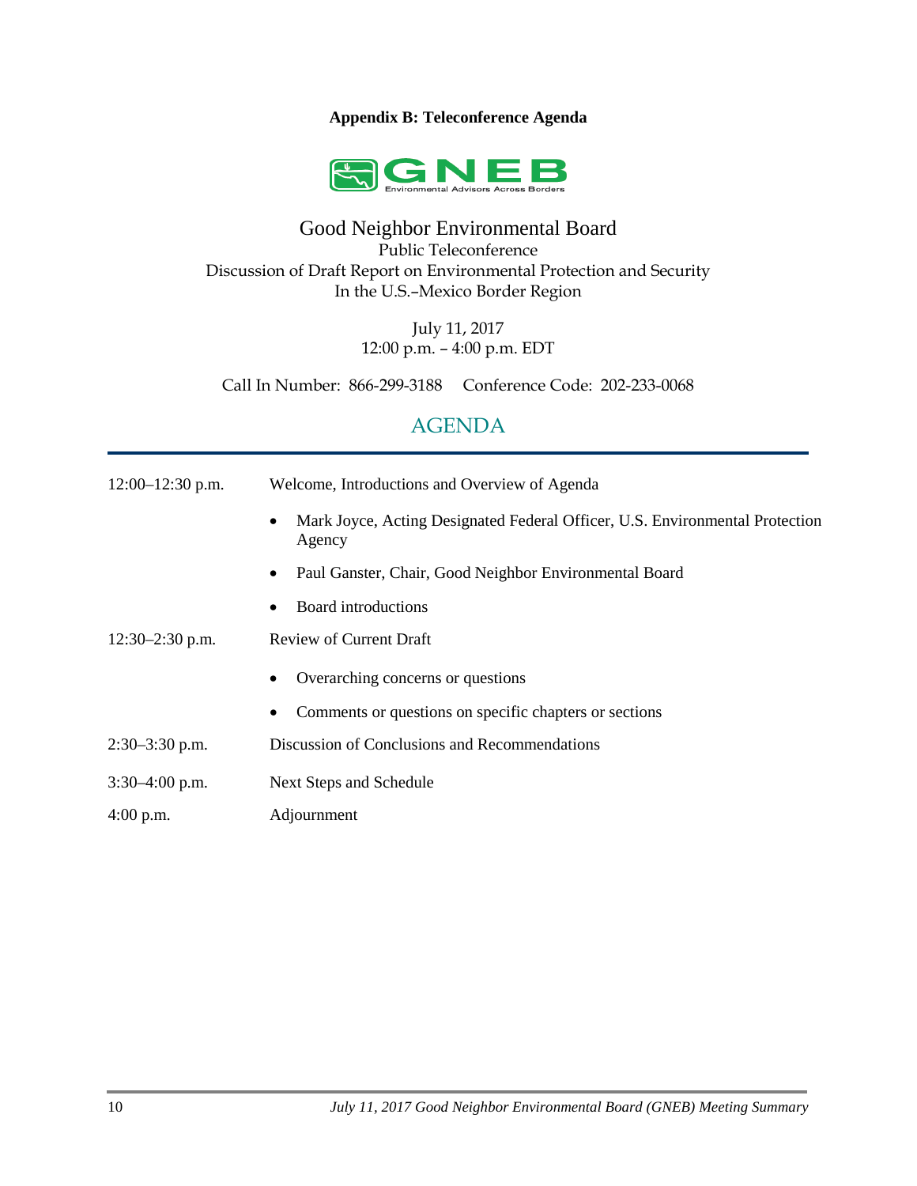**Appendix B: Teleconference Agenda**

GNEB
Environmental Advisors Across Borders

# Good Neighbor Environmental Board

Public Teleconference
Discussion of Draft Report on Environmental Protection and Security
In the U.S.–Mexico Border Region

July 11, 2017
12:00 p.m. – 4:00 p.m. EDT

Call In Number: 866-299-3188 Conference Code: 202-233-0068

## AGENDA

| | |
|---|---|
| 12:00–12:30 p.m. | Welcome, Introductions and Overview of Agenda<br>• Mark Joyce, Acting Designated Federal Officer, U.S. Environmental Protection Agency<br>• Paul Ganster, Chair, Good Neighbor Environmental Board<br>• Board introductions |
| 12:30–2:30 p.m. | Review of Current Draft<br>• Overarching concerns or questions<br>• Comments or questions on specific chapters or sections |
| 2:30–3:30 p.m. | Discussion of Conclusions and Recommendations |
| 3:30–4:00 p.m. | Next Steps and Schedule |
| 4:00 p.m. | Adjournment |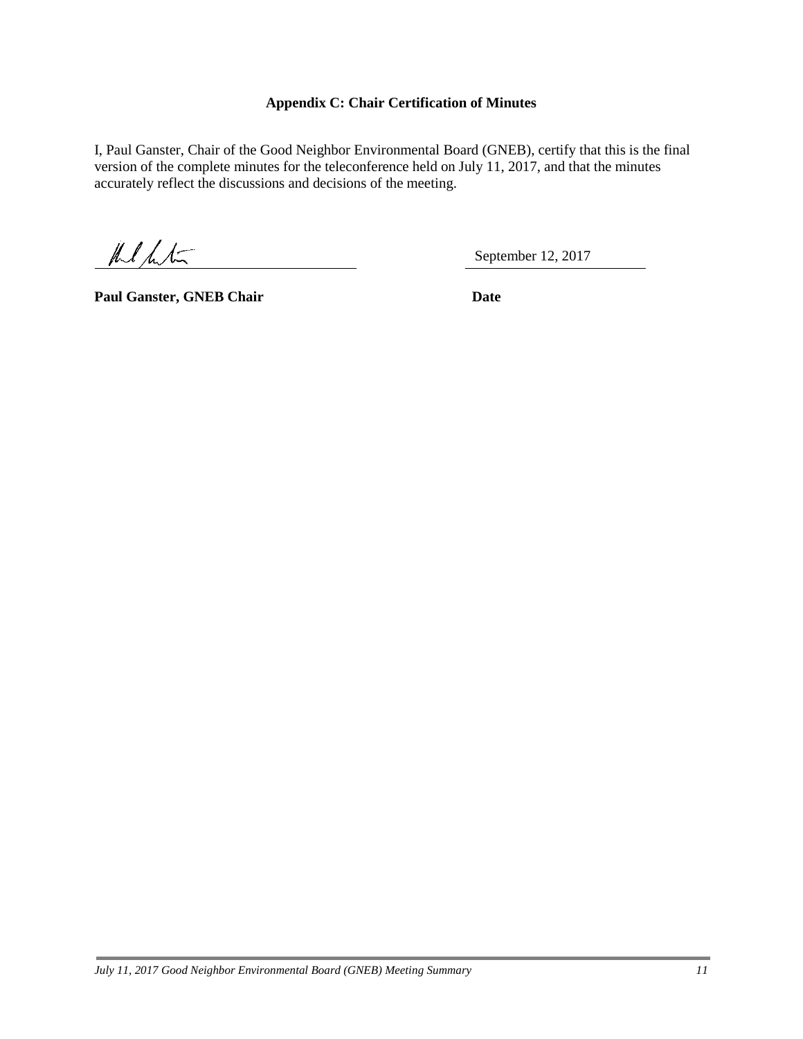### Appendix C: Chair Certification of Minutes

I, Paul Ganster, Chair of the Good Neighbor Environmental Board (GNEB), certify that this is the final version of the complete minutes for the teleconference held on July 11, 2017, and that the minutes accurately reflect the discussions and decisions of the meeting.

\_\_\_\_\_\_\_\_\_\_\_\_\_\_\_\_\_\_\_\_\_\_\_\_\_\_\_\_\_\_ September 12, 2017

**Paul Ganster, GNEB Chair** **Date**